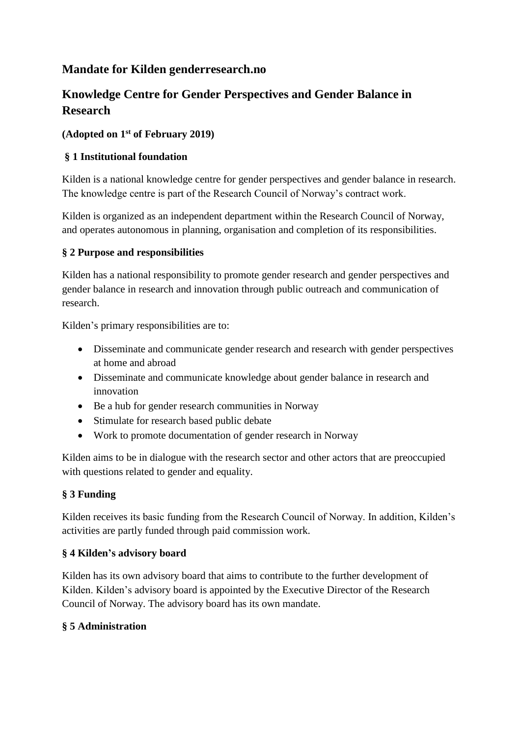# Mandate for Kilden genderresearch.no

# Knowledge Centre for Gender Perspectives and Gender Balance in Research

**(Adopted on 1st of February 2019)**

### § 1 Institutional foundation

Kilden is a national knowledge centre for gender perspectives and gender balance in research. The knowledge centre is part of the Research Council of Norway's contract work.

Kilden is organized as an independent department within the Research Council of Norway, and operates autonomous in planning, organisation and completion of its responsibilities.

### § 2 Purpose and responsibilities

Kilden has a national responsibility to promote gender research and gender perspectives and gender balance in research and innovation through public outreach and communication of research.

Kilden's primary responsibilities are to:

- Disseminate and communicate gender research and research with gender perspectives at home and abroad
- Disseminate and communicate knowledge about gender balance in research and innovation
- Be a hub for gender research communities in Norway
- Stimulate for research based public debate
- Work to promote documentation of gender research in Norway

Kilden aims to be in dialogue with the research sector and other actors that are preoccupied with questions related to gender and equality.

### § 3 Funding

Kilden receives its basic funding from the Research Council of Norway. In addition, Kilden's activities are partly funded through paid commission work.

### § 4 Kilden's advisory board

Kilden has its own advisory board that aims to contribute to the further development of Kilden. Kilden's advisory board is appointed by the Executive Director of the Research Council of Norway. The advisory board has its own mandate.

### § 5 Administration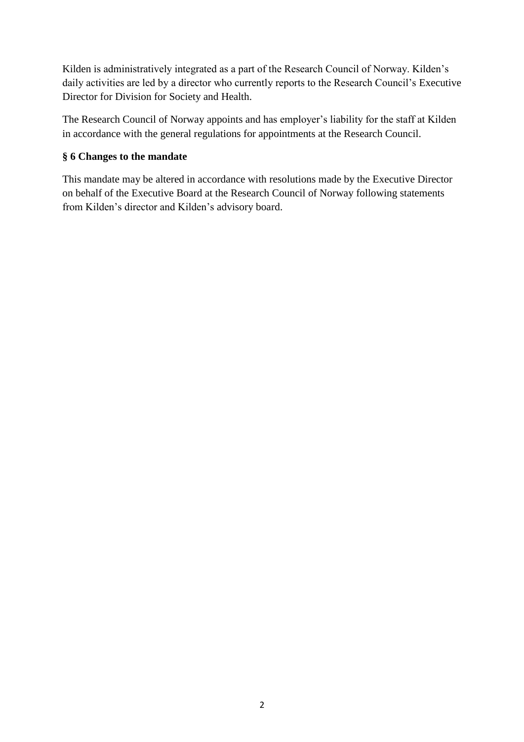Kilden is administratively integrated as a part of the Research Council of Norway. Kilden's daily activities are led by a director who currently reports to the Research Council's Executive Director for Division for Society and Health.

The Research Council of Norway appoints and has employer's liability for the staff at Kilden in accordance with the general regulations for appointments at the Research Council.

### § 6 Changes to the mandate

This mandate may be altered in accordance with resolutions made by the Executive Director on behalf of the Executive Board at the Research Council of Norway following statements from Kilden's director and Kilden's advisory board.